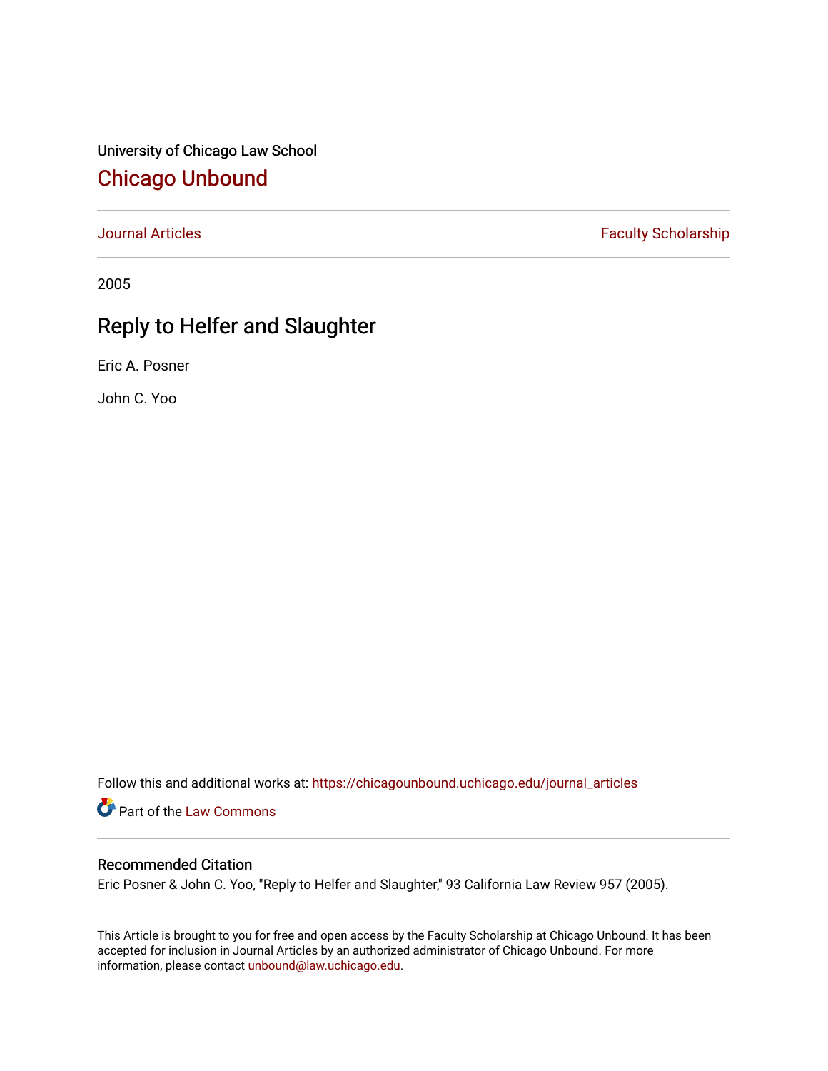University of Chicago Law School

## Chicago Unbound

Journal Articles | Faculty Scholarship

2005

# Reply to Helfer and Slaughter

Eric A. Posner

John C. Yoo

Follow this and additional works at: https://chicagounbound.uchicago.edu/journal_articles

Part of the Law Commons

### Recommended Citation

Eric Posner & John C. Yoo, "Reply to Helfer and Slaughter," 93 California Law Review 957 (2005).

This Article is brought to you for free and open access by the Faculty Scholarship at Chicago Unbound. It has been accepted for inclusion in Journal Articles by an authorized administrator of Chicago Unbound. For more information, please contact unbound@law.uchicago.edu.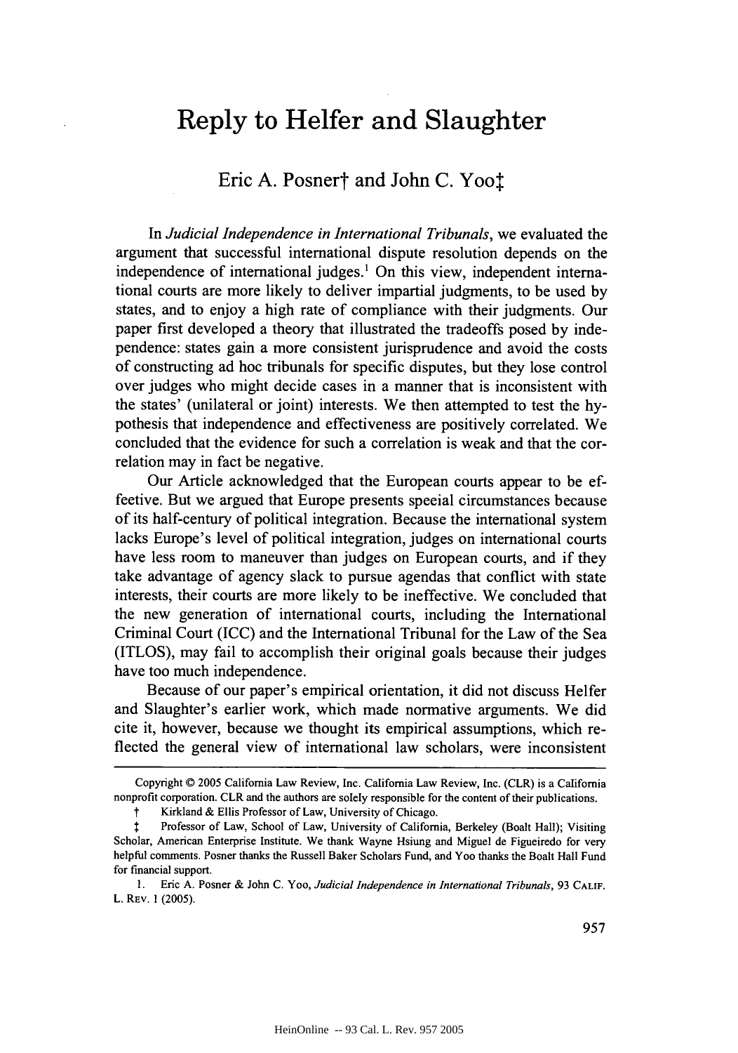# Reply to Helfer and Slaughter

Eric A. Posner† and John C. Yoo‡

In *Judicial Independence in International Tribunals*, we evaluated the argument that successful international dispute resolution depends on the independence of international judges.[1] On this view, independent international courts are more likely to deliver impartial judgments, to be used by states, and to enjoy a high rate of compliance with their judgments. Our paper first developed a theory that illustrated the tradeoffs posed by independence: states gain a more consistent jurisprudence and avoid the costs of constructing ad hoc tribunals for specific disputes, but they lose control over judges who might decide cases in a manner that is inconsistent with the states' (unilateral or joint) interests. We then attempted to test the hypothesis that independence and effectiveness are positively correlated. We concluded that the evidence for such a correlation is weak and that the correlation may in fact be negative.

Our Article acknowledged that the European courts appear to be effective. But we argued that Europe presents special circumstances because of its half-century of political integration. Because the international system lacks Europe's level of political integration, judges on international courts have less room to maneuver than judges on European courts, and if they take advantage of agency slack to pursue agendas that conflict with state interests, their courts are more likely to be ineffective. We concluded that the new generation of international courts, including the International Criminal Court (ICC) and the International Tribunal for the Law of the Sea (ITLOS), may fail to accomplish their original goals because their judges have too much independence.

Because of our paper's empirical orientation, it did not discuss Helfer and Slaughter's earlier work, which made normative arguments. We did cite it, however, because we thought its empirical assumptions, which reflected the general view of international law scholars, were inconsistent

---

Copyright © 2005 California Law Review, Inc. California Law Review, Inc. (CLR) is a California nonprofit corporation. CLR and the authors are solely responsible for the content of their publications.

† Kirkland & Ellis Professor of Law, University of Chicago.

‡ Professor of Law, School of Law, University of California, Berkeley (Boalt Hall); Visiting Scholar, American Enterprise Institute. We thank Wayne Hsiung and Miguel de Figueiredo for very helpful comments. Posner thanks the Russell Baker Scholars Fund, and Yoo thanks the Boalt Hall Fund for financial support.

1. Eric A. Posner & John C. Yoo, *Judicial Independence in International Tribunals*, 93 CALIF. L. REV. 1 (2005).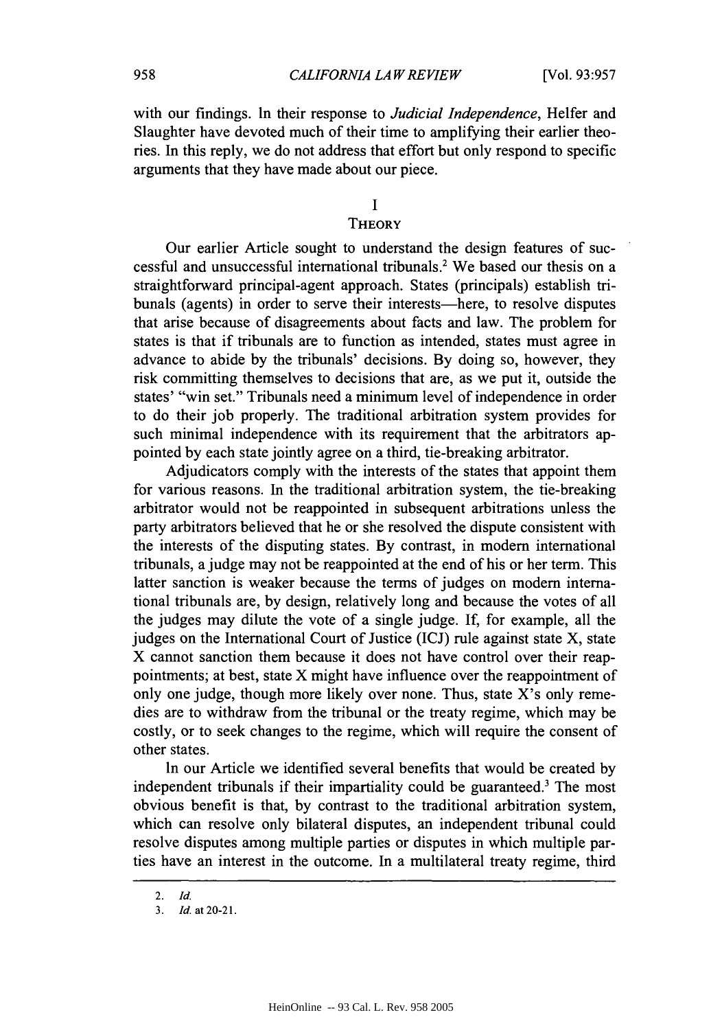with our findings. In their response to *Judicial Independence*, Helfer and Slaughter have devoted much of their time to amplifying their earlier theories. In this reply, we do not address that effort but only respond to specific arguments that they have made about our piece.

## I
## THEORY

Our earlier Article sought to understand the design features of successful and unsuccessful international tribunals.[2] We based our thesis on a straightforward principal-agent approach. States (principals) establish tribunals (agents) in order to serve their interests—here, to resolve disputes that arise because of disagreements about facts and law. The problem for states is that if tribunals are to function as intended, states must agree in advance to abide by the tribunals' decisions. By doing so, however, they risk committing themselves to decisions that are, as we put it, outside the states' "win set." Tribunals need a minimum level of independence in order to do their job properly. The traditional arbitration system provides for such minimal independence with its requirement that the arbitrators appointed by each state jointly agree on a third, tie-breaking arbitrator.

Adjudicators comply with the interests of the states that appoint them for various reasons. In the traditional arbitration system, the tie-breaking arbitrator would not be reappointed in subsequent arbitrations unless the party arbitrators believed that he or she resolved the dispute consistent with the interests of the disputing states. By contrast, in modern international tribunals, a judge may not be reappointed at the end of his or her term. This latter sanction is weaker because the terms of judges on modern international tribunals are, by design, relatively long and because the votes of all the judges may dilute the vote of a single judge. If, for example, all the judges on the International Court of Justice (ICJ) rule against state X, state X cannot sanction them because it does not have control over their reappointments; at best, state X might have influence over the reappointment of only one judge, though more likely over none. Thus, state X's only remedies are to withdraw from the tribunal or the treaty regime, which may be costly, or to seek changes to the regime, which will require the consent of other states.

In our Article we identified several benefits that would be created by independent tribunals if their impartiality could be guaranteed.[3] The most obvious benefit is that, by contrast to the traditional arbitration system, which can resolve only bilateral disputes, an independent tribunal could resolve disputes among multiple parties or disputes in which multiple parties have an interest in the outcome. In a multilateral treaty regime, third

---

2. *Id.*

3. *Id.* at 20-21.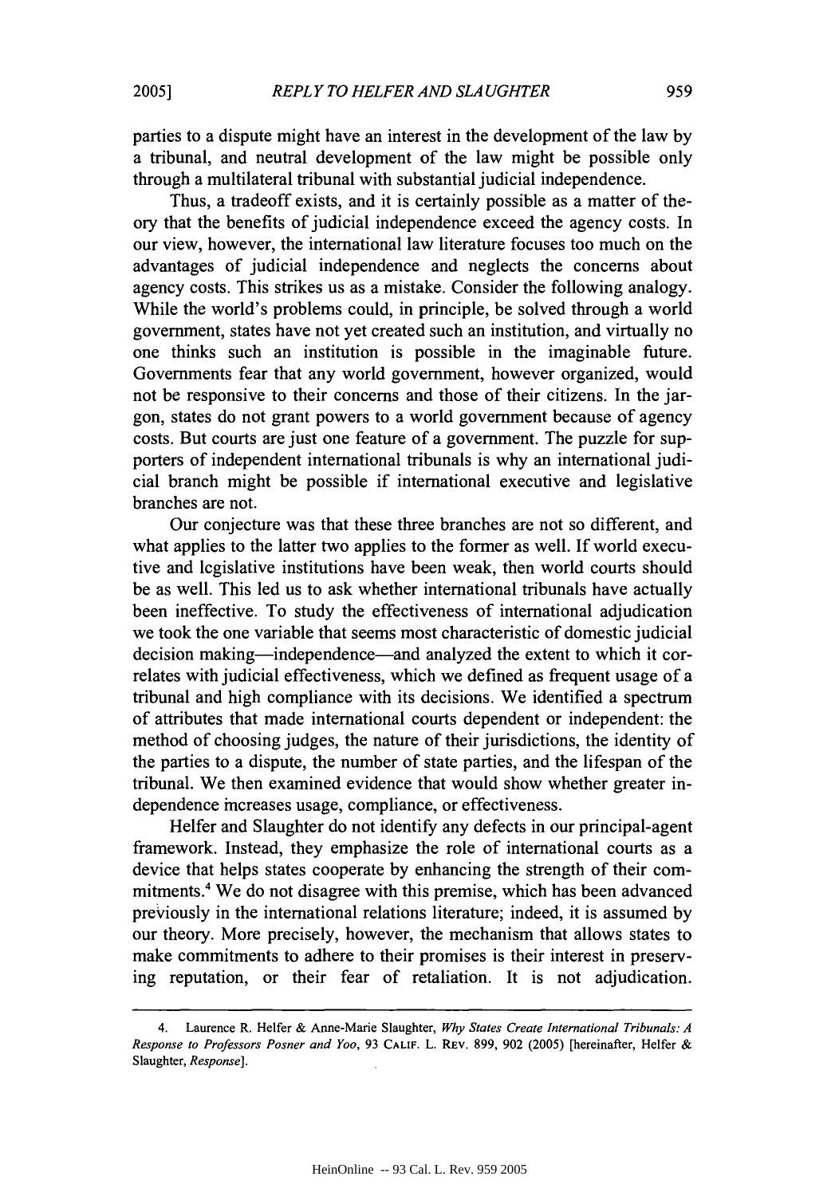parties to a dispute might have an interest in the development of the law by a tribunal, and neutral development of the law might be possible only through a multilateral tribunal with substantial judicial independence.

Thus, a tradeoff exists, and it is certainly possible as a matter of theory that the benefits of judicial independence exceed the agency costs. In our view, however, the international law literature focuses too much on the advantages of judicial independence and neglects the concerns about agency costs. This strikes us as a mistake. Consider the following analogy. While the world's problems could, in principle, be solved through a world government, states have not yet created such an institution, and virtually no one thinks such an institution is possible in the imaginable future. Governments fear that any world government, however organized, would not be responsive to their concerns and those of their citizens. In the jargon, states do not grant powers to a world government because of agency costs. But courts are just one feature of a government. The puzzle for supporters of independent international tribunals is why an international judicial branch might be possible if international executive and legislative branches are not.

Our conjecture was that these three branches are not so different, and what applies to the latter two applies to the former as well. If world executive and legislative institutions have been weak, then world courts should be as well. This led us to ask whether international tribunals have actually been ineffective. To study the effectiveness of international adjudication we took the one variable that seems most characteristic of domestic judicial decision making—independence—and analyzed the extent to which it correlates with judicial effectiveness, which we defined as frequent usage of a tribunal and high compliance with its decisions. We identified a spectrum of attributes that made international courts dependent or independent: the method of choosing judges, the nature of their jurisdictions, the identity of the parties to a dispute, the number of state parties, and the lifespan of the tribunal. We then examined evidence that would show whether greater independence increases usage, compliance, or effectiveness.

Helfer and Slaughter do not identify any defects in our principal-agent framework. Instead, they emphasize the role of international courts as a device that helps states cooperate by enhancing the strength of their commitments.[4] We do not disagree with this premise, which has been advanced previously in the international relations literature; indeed, it is assumed by our theory. More precisely, however, the mechanism that allows states to make commitments to adhere to their promises is their interest in preserving reputation, or their fear of retaliation. It is not adjudication.

---

4. Laurence R. Helfer & Anne-Marie Slaughter, *Why States Create International Tribunals: A Response to Professors Posner and Yoo*, 93 CALIF. L. REV. 899, 902 (2005) [hereinafter, Helfer & Slaughter, *Response*].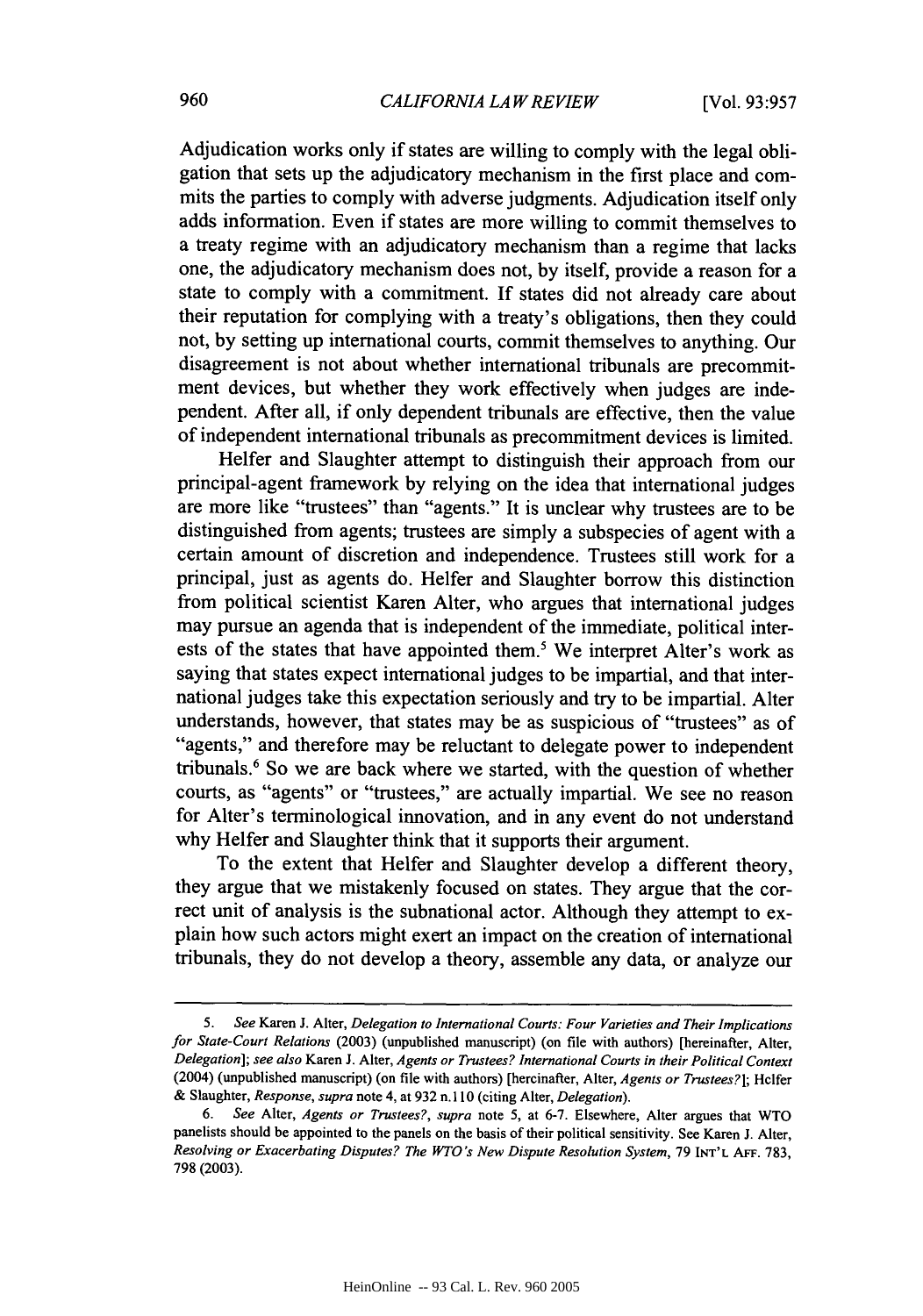Adjudication works only if states are willing to comply with the legal obligation that sets up the adjudicatory mechanism in the first place and commits the parties to comply with adverse judgments. Adjudication itself only adds information. Even if states are more willing to commit themselves to a treaty regime with an adjudicatory mechanism than a regime that lacks one, the adjudicatory mechanism does not, by itself, provide a reason for a state to comply with a commitment. If states did not already care about their reputation for complying with a treaty's obligations, then they could not, by setting up international courts, commit themselves to anything. Our disagreement is not about whether international tribunals are precommitment devices, but whether they work effectively when judges are independent. After all, if only dependent tribunals are effective, then the value of independent international tribunals as precommitment devices is limited.

Helfer and Slaughter attempt to distinguish their approach from our principal-agent framework by relying on the idea that international judges are more like "trustees" than "agents." It is unclear why trustees are to be distinguished from agents; trustees are simply a subspecies of agent with a certain amount of discretion and independence. Trustees still work for a principal, just as agents do. Helfer and Slaughter borrow this distinction from political scientist Karen Alter, who argues that international judges may pursue an agenda that is independent of the immediate, political interests of the states that have appointed them.[5] We interpret Alter's work as saying that states expect international judges to be impartial, and that international judges take this expectation seriously and try to be impartial. Alter understands, however, that states may be as suspicious of "trustees" as of "agents," and therefore may be reluctant to delegate power to independent tribunals.[6] So we are back where we started, with the question of whether courts, as "agents" or "trustees," are actually impartial. We see no reason for Alter's terminological innovation, and in any event do not understand why Helfer and Slaughter think that it supports their argument.

To the extent that Helfer and Slaughter develop a different theory, they argue that we mistakenly focused on states. They argue that the correct unit of analysis is the subnational actor. Although they attempt to explain how such actors might exert an impact on the creation of international tribunals, they do not develop a theory, assemble any data, or analyze our

---

5. *See* Karen J. Alter, *Delegation to International Courts: Four Varieties and Their Implications for State-Court Relations* (2003) (unpublished manuscript) (on file with authors) [hereinafter, Alter, *Delegation*]; *see also* Karen J. Alter, *Agents or Trustees? International Courts in their Political Context* (2004) (unpublished manuscript) (on file with authors) [hereinafter, Alter, *Agents or Trustees?*]; Helfer & Slaughter, *Response*, *supra* note 4, at 932 n.110 (citing Alter, *Delegation*).

6. *See* Alter, *Agents or Trustees?*, *supra* note 5, at 6-7. Elsewhere, Alter argues that WTO panelists should be appointed to the panels on the basis of their political sensitivity. See Karen J. Alter, *Resolving or Exacerbating Disputes? The WTO's New Dispute Resolution System*, 79 INT'L AFF. 783, 798 (2003).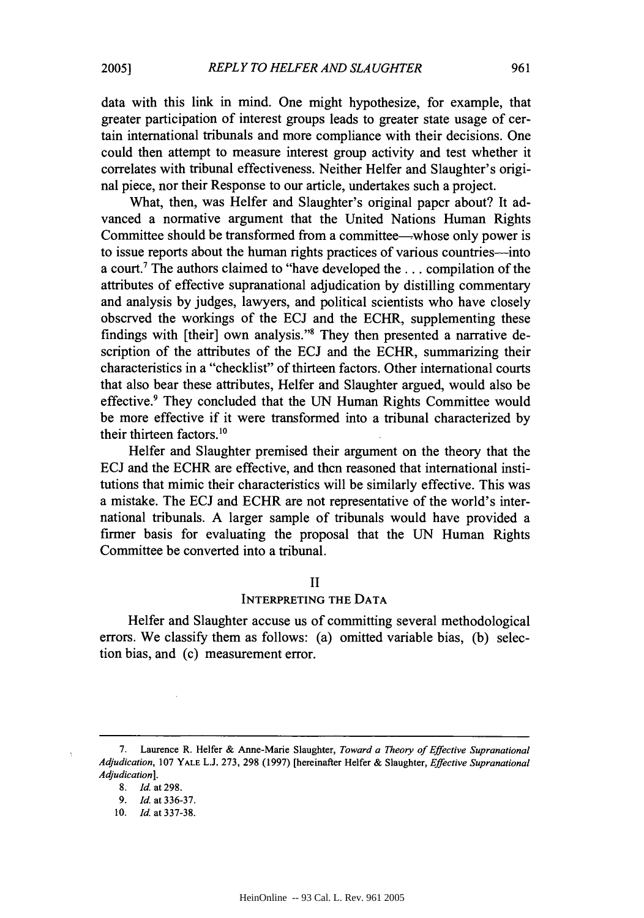data with this link in mind. One might hypothesize, for example, that greater participation of interest groups leads to greater state usage of certain international tribunals and more compliance with their decisions. One could then attempt to measure interest group activity and test whether it correlates with tribunal effectiveness. Neither Helfer and Slaughter's original piece, nor their Response to our article, undertakes such a project.

What, then, was Helfer and Slaughter's original papcr about? It advanced a normative argument that the United Nations Human Rights Committee should be transformed from a committee—whose only power is to issue reports about the human rights practices of various countries—into a court.[7] The authors claimed to "have developed the . . . compilation of the attributes of effective supranational adjudication by distilling commentary and analysis by judges, lawyers, and political scientists who have closely obscrved the workings of the ECJ and the ECHR, supplementing these findings with [their] own analysis."[8] They then presented a narrative description of the attributes of the ECJ and the ECHR, summarizing their characteristics in a "checklist" of thirteen factors. Other international courts that also bear these attributes, Helfer and Slaughter argued, would also be effective.[9] They concluded that the UN Human Rights Committee would be more effective if it were transformed into a tribunal characterized by their thirteen factors.[10]

Helfer and Slaughter premised their argument on the theory that the ECJ and the ECHR are effective, and thcn reasoned that international institutions that mimic their characteristics will be similarly effective. This was a mistake. The ECJ and ECHR are not representative of the world's international tribunals. A larger sample of tribunals would have provided a firmer basis for evaluating the proposal that the UN Human Rights Committee be converted into a tribunal.

## II
## INTERPRETING THE DATA

Helfer and Slaughter accuse us of committing several methodological errors. We classify them as follows: (a) omitted variable bias, (b) selection bias, and (c) measurement error.

---

7. Laurence R. Helfer & Anne-Marie Slaughter, *Toward a Theory of Effective Supranational Adjudication*, 107 YALE L.J. 273, 298 (1997) [hereinafter Helfer & Slaughter, *Effective Supranational Adjudication*].

8. *Id.* at 298.

9. *Id.* at 336-37.

10. *Id.* at 337-38.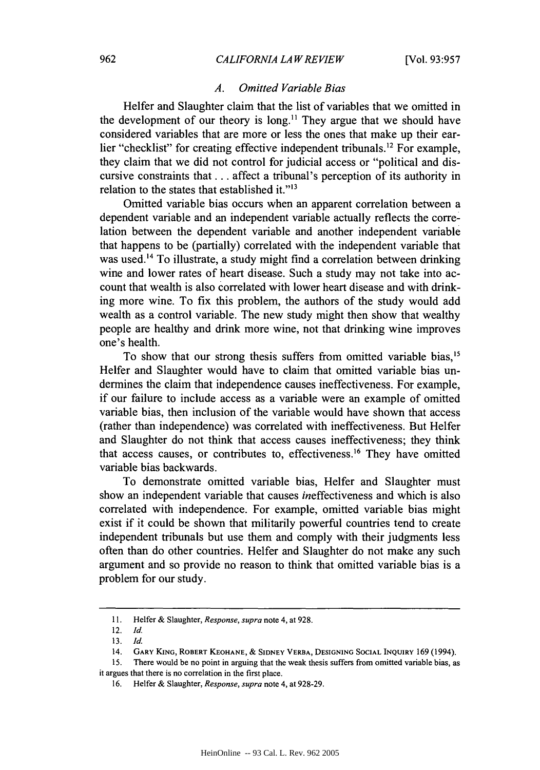### *A. Omitted Variable Bias*

Helfer and Slaughter claim that the list of variables that we omitted in the development of our theory is long.[11] They argue that we should have considered variables that are more or less the ones that make up their earlier "checklist" for creating effective independent tribunals.[12] For example, they claim that we did not control for judicial access or "political and discursive constraints that . . . affect a tribunal's perception of its authority in relation to the states that established it."[13]

Omitted variable bias occurs when an apparent correlation between a dependent variable and an independent variable actually reflects the correlation between the dependent variable and another independent variable that happens to be (partially) correlated with the independent variable that was used.[14] To illustrate, a study might find a correlation between drinking wine and lower rates of heart disease. Such a study may not take into account that wealth is also correlated with lower heart disease and with drinking more wine. To fix this problem, the authors of the study would add wealth as a control variable. The new study might then show that wealthy people are healthy and drink more wine, not that drinking wine improves one's health.

To show that our strong thesis suffers from omitted variable bias,[15] Helfer and Slaughter would have to claim that omitted variable bias undermines the claim that independence causes ineffectiveness. For example, if our failure to include access as a variable were an example of omitted variable bias, then inclusion of the variable would have shown that access (rather than independence) was correlated with ineffectiveness. But Helfer and Slaughter do not think that access causes ineffectiveness; they think that access causes, or contributes to, effectiveness.[16] They have omitted variable bias backwards.

To demonstrate omitted variable bias, Helfer and Slaughter must show an independent variable that causes *in*effectiveness and which is also correlated with independence. For example, omitted variable bias might exist if it could be shown that militarily powerful countries tend to create independent tribunals but use them and comply with their judgments less often than do other countries. Helfer and Slaughter do not make any such argument and so provide no reason to think that omitted variable bias is a problem for our study.

---

11. Helfer & Slaughter, *Response*, *supra* note 4, at 928.

12. *Id.*

13. *Id.*

14. GARY KING, ROBERT KEOHANE, & SIDNEY VERBA, DESIGNING SOCIAL INQUIRY 169 (1994).

15. There would be no point in arguing that the weak thesis suffers from omitted variable bias, as it argues that there is no correlation in the first place.

16. Helfer & Slaughter, *Response*, *supra* note 4, at 928-29.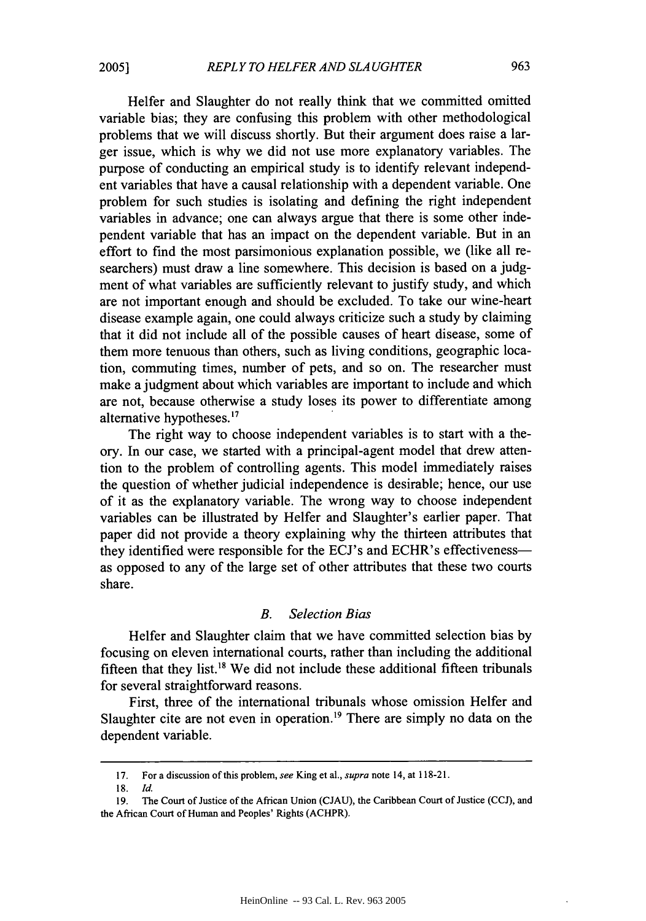Helfer and Slaughter do not really think that we committed omitted variable bias; they are confusing this problem with other methodological problems that we will discuss shortly. But their argument does raise a larger issue, which is why we did not use more explanatory variables. The purpose of conducting an empirical study is to identify relevant independent variables that have a causal relationship with a dependent variable. One problem for such studies is isolating and defining the right independent variables in advance; one can always argue that there is some other independent variable that has an impact on the dependent variable. But in an effort to find the most parsimonious explanation possible, we (like all researchers) must draw a line somewhere. This decision is based on a judgment of what variables are sufficiently relevant to justify study, and which are not important enough and should be excluded. To take our wine-heart disease example again, one could always criticize such a study by claiming that it did not include all of the possible causes of heart disease, some of them more tenuous than others, such as living conditions, geographic location, commuting times, number of pets, and so on. The researcher must make a judgment about which variables are important to include and which are not, because otherwise a study loses its power to differentiate among alternative hypotheses.[17]

The right way to choose independent variables is to start with a theory. In our case, we started with a principal-agent model that drew attention to the problem of controlling agents. This model immediately raises the question of whether judicial independence is desirable; hence, our use of it as the explanatory variable. The wrong way to choose independent variables can be illustrated by Helfer and Slaughter's earlier paper. That paper did not provide a theory explaining why the thirteen attributes that they identified were responsible for the ECJ's and ECHR's effectiveness—as opposed to any of the large set of other attributes that these two courts share.

### *B. Selection Bias*

Helfer and Slaughter claim that we have committed selection bias by focusing on eleven international courts, rather than including the additional fifteen that they list.[18] We did not include these additional fifteen tribunals for several straightforward reasons.

First, three of the international tribunals whose omission Helfer and Slaughter cite are not even in operation.[19] There are simply no data on the dependent variable.

---

17. For a discussion of this problem, *see* King et al., *supra* note 14, at 118-21.

18. *Id.*

19. The Court of Justice of the African Union (CJAU), the Caribbean Court of Justice (CCJ), and the African Court of Human and Peoples' Rights (ACHPR).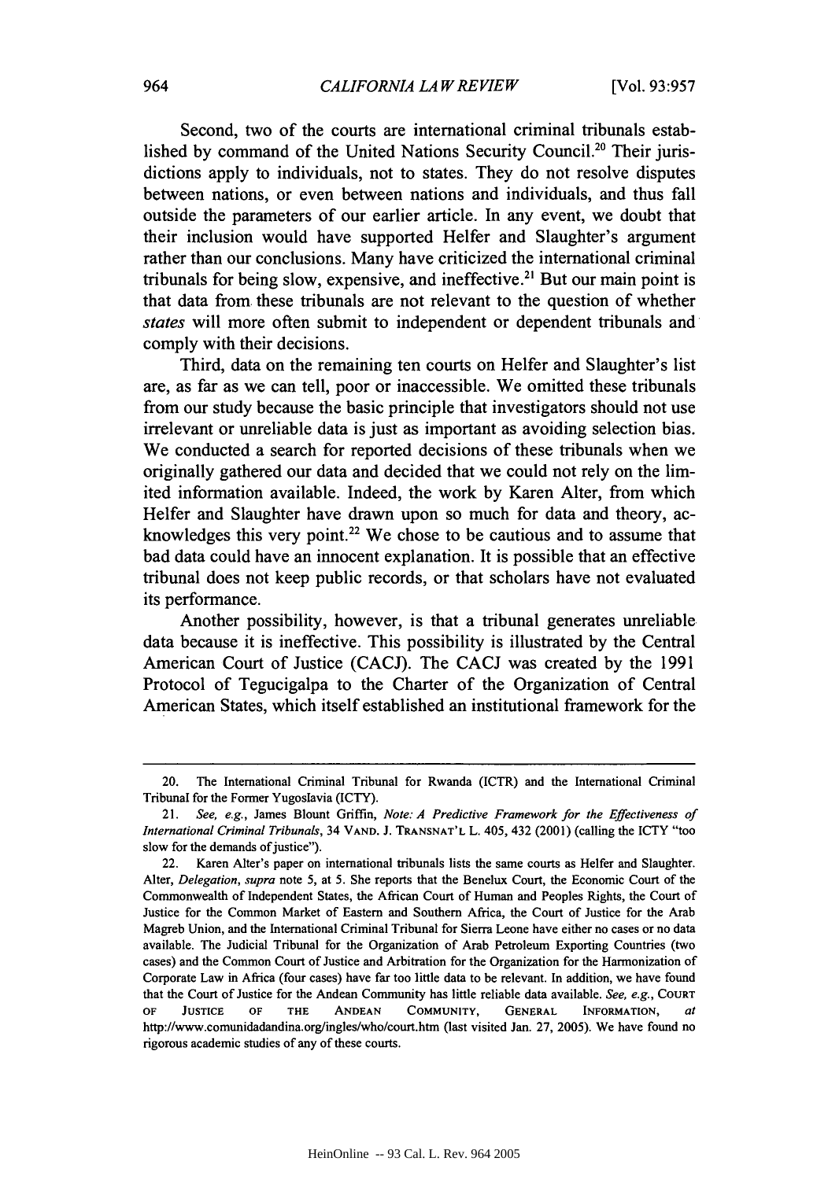Second, two of the courts are international criminal tribunals established by command of the United Nations Security Council.[20] Their jurisdictions apply to individuals, not to states. They do not resolve disputes between nations, or even between nations and individuals, and thus fall outside the parameters of our earlier article. In any event, we doubt that their inclusion would have supported Helfer and Slaughter's argument rather than our conclusions. Many have criticized the international criminal tribunals for being slow, expensive, and ineffective.[21] But our main point is that data from these tribunals are not relevant to the question of whether *states* will more often submit to independent or dependent tribunals and comply with their decisions.

Third, data on the remaining ten courts on Helfer and Slaughter's list are, as far as we can tell, poor or inaccessible. We omitted these tribunals from our study because the basic principle that investigators should not use irrelevant or unreliable data is just as important as avoiding selection bias. We conducted a search for reported decisions of these tribunals when we originally gathered our data and decided that we could not rely on the limited information available. Indeed, the work by Karen Alter, from which Helfer and Slaughter have drawn upon so much for data and theory, acknowledges this very point.[22] We chose to be cautious and to assume that bad data could have an innocent explanation. It is possible that an effective tribunal does not keep public records, or that scholars have not evaluated its performance.

Another possibility, however, is that a tribunal generates unreliable data because it is ineffective. This possibility is illustrated by the Central American Court of Justice (CACJ). The CACJ was created by the 1991 Protocol of Tegucigalpa to the Charter of the Organization of Central American States, which itself established an institutional framework for the

---

20. The International Criminal Tribunal for Rwanda (ICTR) and the International Criminal Tribunal for the Former Yugoslavia (ICTY).

21. *See, e.g.*, James Blount Griffin, *Note: A Predictive Framework for the Effectiveness of International Criminal Tribunals*, 34 VAND. J. TRANSNAT'L L. 405, 432 (2001) (calling the ICTY "too slow for the demands of justice").

22. Karen Alter's paper on international tribunals lists the same courts as Helfer and Slaughter. Alter, *Delegation*, *supra* note 5, at 5. She reports that the Benelux Court, the Economic Court of the Commonwealth of Independent States, the African Court of Human and Peoples Rights, the Court of Justice for the Common Market of Eastern and Southern Africa, the Court of Justice for the Arab Magreb Union, and the International Criminal Tribunal for Sierra Leone have either no cases or no data available. The Judicial Tribunal for the Organization of Arab Petroleum Exporting Countries (two cases) and the Common Court of Justice and Arbitration for the Organization for the Harmonization of Corporate Law in Africa (four cases) have far too little data to be relevant. In addition, we have found that the Court of Justice for the Andean Community has little reliable data available. *See, e.g.*, COURT OF JUSTICE OF THE ANDEAN COMMUNITY, GENERAL INFORMATION, *at* http://www.comunidadandina.org/ingles/who/court.htm (last visited Jan. 27, 2005). We have found no rigorous academic studies of any of these courts.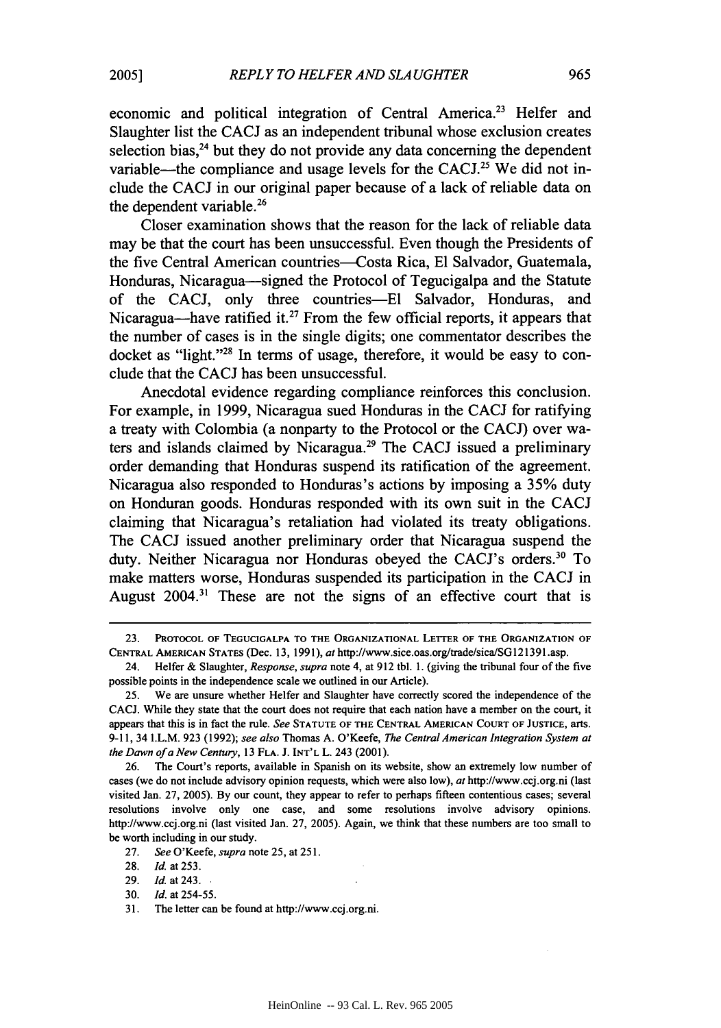economic and political integration of Central America.[23] Helfer and Slaughter list the CACJ as an independent tribunal whose exclusion creates selection bias,[24] but they do not provide any data concerning the dependent variable—the compliance and usage levels for the CACJ.[25] We did not include the CACJ in our original paper because of a lack of reliable data on the dependent variable.[26]

Closer examination shows that the reason for the lack of reliable data may be that the court has been unsuccessful. Even though the Presidents of the five Central American countries—Costa Rica, El Salvador, Guatemala, Honduras, Nicaragua—signed the Protocol of Tegucigalpa and the Statute of the CACJ, only three countries—El Salvador, Honduras, and Nicaragua—have ratified it.[27] From the few official reports, it appears that the number of cases is in the single digits; one commentator describes the docket as "light."[28] In terms of usage, therefore, it would be easy to conclude that the CACJ has been unsuccessful.

Anecdotal evidence regarding compliance reinforces this conclusion. For example, in 1999, Nicaragua sued Honduras in the CACJ for ratifying a treaty with Colombia (a nonparty to the Protocol or the CACJ) over waters and islands claimed by Nicaragua.[29] The CACJ issued a preliminary order demanding that Honduras suspend its ratification of the agreement. Nicaragua also responded to Honduras's actions by imposing a 35% duty on Honduran goods. Honduras responded with its own suit in the CACJ claiming that Nicaragua's retaliation had violated its treaty obligations. The CACJ issued another preliminary order that Nicaragua suspend the duty. Neither Nicaragua nor Honduras obeyed the CACJ's orders.[30] To make matters worse, Honduras suspended its participation in the CACJ in August 2004.[31] These are not the signs of an effective court that is

---

23. PROTOCOL OF TEGUCIGALPA TO THE ORGANIZATIONAL LETTER OF THE ORGANIZATION OF CENTRAL AMERICAN STATES (Dec. 13, 1991), *at* http://www.sice.oas.org/trade/sica/SG121391.asp.

24. Helfer & Slaughter, *Response*, *supra* note 4, at 912 tbl. 1. (giving the tribunal four of the five possible points in the independence scale we outlined in our Article).

25. We are unsure whether Helfer and Slaughter have correctly scored the independence of the CACJ. While they state that the court does not require that each nation have a member on the court, it appears that this is in fact the rule. *See* STATUTE OF THE CENTRAL AMERICAN COURT OF JUSTICE, arts. 9-11, 34 I.L.M. 923 (1992); *see also* Thomas A. O'Keefe, *The Central American Integration System at the Dawn of a New Century*, 13 FLA. J. INT'L L. 243 (2001).

26. The Court's reports, available in Spanish on its website, show an extremely low number of cases (we do not include advisory opinion requests, which were also low), *at* http://www.ccj.org.ni (last visited Jan. 27, 2005). By our count, they appear to refer to perhaps fifteen contentious cases; several resolutions involve only one case, and some resolutions involve advisory opinions. http://www.ccj.org.ni (last visited Jan. 27, 2005). Again, we think that these numbers are too small to be worth including in our study.

27. *See* O'Keefe, *supra* note 25, at 251.

28. *Id.* at 253.

29. *Id.* at 243.

30. *Id.* at 254-55.

31. The letter can be found at http://www.ccj.org.ni.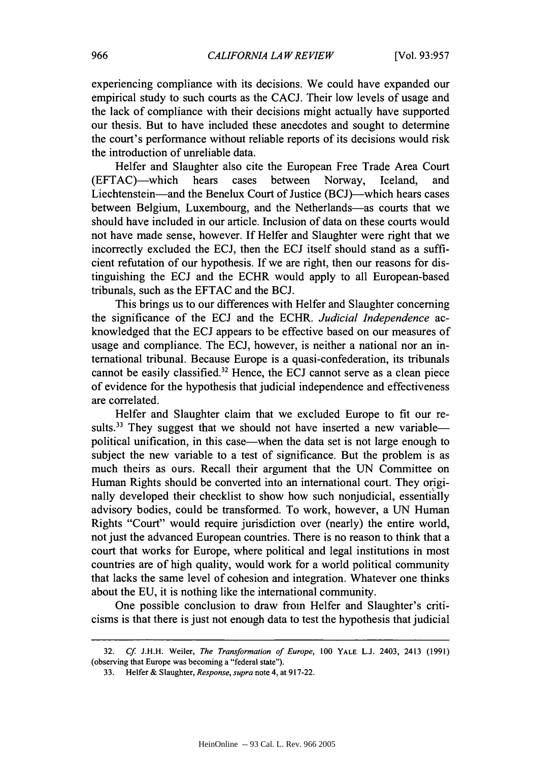experiencing compliance with its decisions. We could have expanded our empirical study to such courts as the CACJ. Their low levels of usage and the lack of compliance with their decisions might actually have supported our thesis. But to have included these anecdotes and sought to determine the court's performance without reliable reports of its decisions would risk the introduction of unreliable data.

Helfer and Slaughter also cite the European Free Trade Area Court (EFTAC)—which hears cases between Norway, Iceland, and Liechtenstein—and the Benelux Court of Justice (BCJ)—which hears cases between Belgium, Luxembourg, and the Netherlands—as courts that we should have included in our article. Inclusion of data on these courts would not have made sense, however. If Helfer and Slaughter were right that we incorrectly excluded the ECJ, then the ECJ itself should stand as a sufficient refutation of our hypothesis. If we are right, then our reasons for distinguishing the ECJ and the ECHR would apply to all European-based tribunals, such as the EFTAC and the BCJ.

This brings us to our differences with Helfer and Slaughter concerning the significance of the ECJ and the ECHR. *Judicial Independence* acknowledged that the ECJ appears to be effective based on our measures of usage and compliance. The ECJ, however, is neither a national nor an international tribunal. Because Europe is a quasi-confederation, its tribunals cannot be easily classified.[32] Hence, the ECJ cannot serve as a clean piece of evidence for the hypothesis that judicial independence and effectiveness are correlated.

Helfer and Slaughter claim that we excluded Europe to fit our results.[33] They suggest that we should not have inserted a new variable—political unification, in this case—when the data set is not large enough to subject the new variable to a test of significance. But the problem is as much theirs as ours. Recall their argument that the UN Committee on Human Rights should be converted into an international court. They originally developed their checklist to show how such nonjudicial, essentially advisory bodies, could be transformed. To work, however, a UN Human Rights "Court" would require jurisdiction over (nearly) the entire world, not just the advanced European countries. There is no reason to think that a court that works for Europe, where political and legal institutions in most countries are of high quality, would work for a world political community that lacks the same level of cohesion and integration. Whatever one thinks about the EU, it is nothing like the international community.

One possible conclusion to draw from Helfer and Slaughter's criticisms is that there is just not enough data to test the hypothesis that judicial

---

32. *Cf.* J.H.H. Weiler, *The Transformation of Europe*, 100 YALE L.J. 2403, 2413 (1991) (observing that Europe was becoming a "federal state").

33. Helfer & Slaughter, *Response*, *supra* note 4, at 917-22.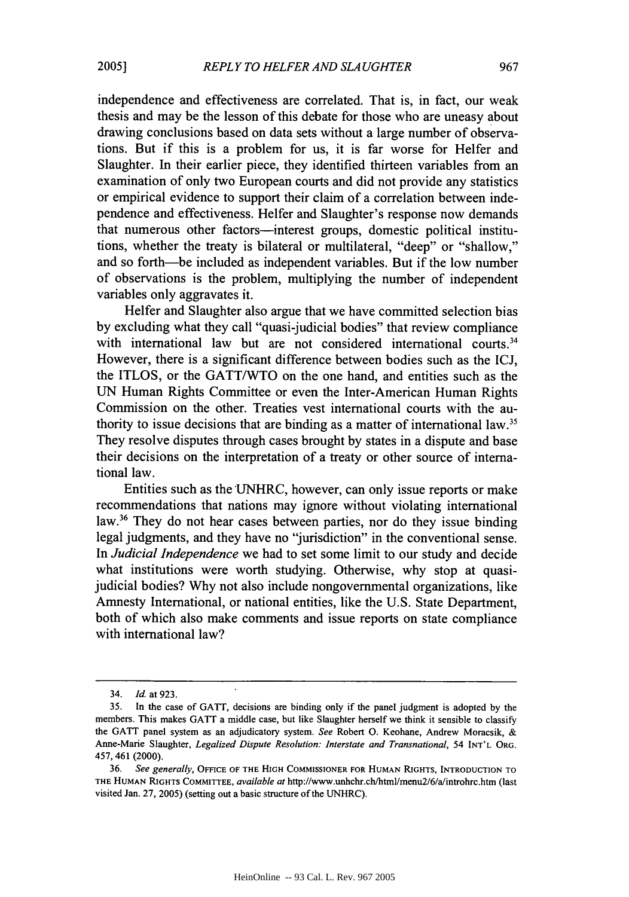independence and effectiveness are correlated. That is, in fact, our weak thesis and may be the lesson of this debate for those who are uneasy about drawing conclusions based on data sets without a large number of observations. But if this is a problem for us, it is far worse for Helfer and Slaughter. In their earlier piece, they identified thirteen variables from an examination of only two European courts and did not provide any statistics or empirical evidence to support their claim of a correlation between independence and effectiveness. Helfer and Slaughter's response now demands that numerous other factors—interest groups, domestic political institutions, whether the treaty is bilateral or multilateral, "deep" or "shallow," and so forth—be included as independent variables. But if the low number of observations is the problem, multiplying the number of independent variables only aggravates it.

Helfer and Slaughter also argue that we have committed selection bias by excluding what they call "quasi-judicial bodies" that review compliance with international law but are not considered international courts.[34] However, there is a significant difference between bodies such as the ICJ, the ITLOS, or the GATT/WTO on the one hand, and entities such as the UN Human Rights Committee or even the Inter-American Human Rights Commission on the other. Treaties vest international courts with the authority to issue decisions that are binding as a matter of international law.[35] They resolve disputes through cases brought by states in a dispute and base their decisions on the interpretation of a treaty or other source of international law.

Entities such as the UNHRC, however, can only issue reports or make recommendations that nations may ignore without violating international law.[36] They do not hear cases between parties, nor do they issue binding legal judgments, and they have no "jurisdiction" in the conventional sense. In *Judicial Independence* we had to set some limit to our study and decide what institutions were worth studying. Otherwise, why stop at quasi-judicial bodies? Why not also include nongovernmental organizations, like Amnesty International, or national entities, like the U.S. State Department, both of which also make comments and issue reports on state compliance with international law?

---

34. *Id.* at 923.

35. In the case of GATT, decisions are binding only if the panel judgment is adopted by the members. This makes GATT a middle case, but like Slaughter herself we think it sensible to classify the GATT panel system as an adjudicatory system. *See* Robert O. Keohane, Andrew Moracsik, & Anne-Marie Slaughter, *Legalized Dispute Resolution: Interstate and Transnational*, 54 INT'L ORG. 457, 461 (2000).

36. *See generally*, OFFICE OF THE HIGH COMMISSIONER FOR HUMAN RIGHTS, INTRODUCTION TO THE HUMAN RIGHTS COMMITTEE, *available at* http://www.unhchr.ch/html/menu2/6/a/introhrc.htm (last visited Jan. 27, 2005) (setting out a basic structure of the UNHRC).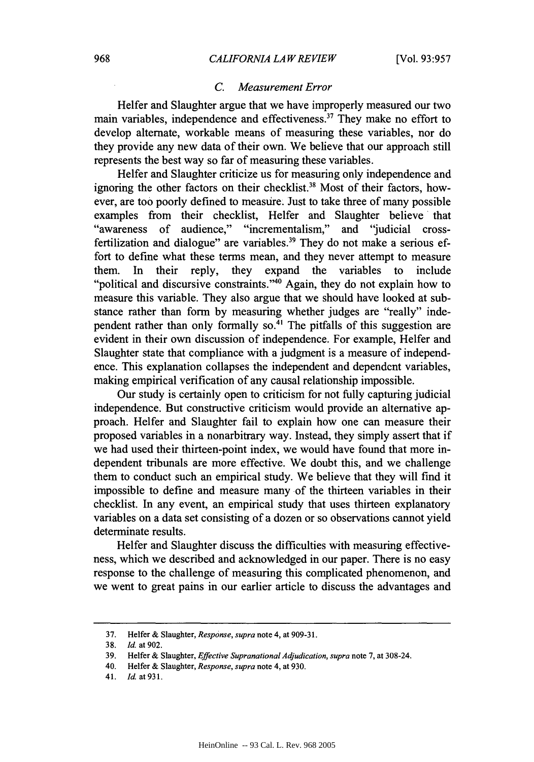### *C. Measurement Error*

Helfer and Slaughter argue that we have improperly measured our two main variables, independence and effectiveness.[37] They make no effort to develop alternate, workable means of measuring these variables, nor do they provide any new data of their own. We believe that our approach still represents the best way so far of measuring these variables.

Helfer and Slaughter criticize us for measuring only independence and ignoring the other factors on their checklist.[38] Most of their factors, however, are too poorly defined to measure. Just to take three of many possible examples from their checklist, Helfer and Slaughter believe that "awareness of audience," "incrementalism," and "judicial cross-fertilization and dialogue" are variables.[39] They do not make a serious effort to define what these terms mean, and they never attempt to measure them. In their reply, they expand the variables to include "political and discursive constraints."[40] Again, they do not explain how to measure this variable. They also argue that we should have looked at substance rather than form by measuring whether judges are "really" independent rather than only formally so.[41] The pitfalls of this suggestion are evident in their own discussion of independence. For example, Helfer and Slaughter state that compliance with a judgment is a measure of independence. This explanation collapses the independent and dependent variables, making empirical verification of any causal relationship impossible.

Our study is certainly open to criticism for not fully capturing judicial independence. But constructive criticism would provide an alternative approach. Helfer and Slaughter fail to explain how one can measure their proposed variables in a nonarbitrary way. Instead, they simply assert that if we had used their thirteen-point index, we would have found that more independent tribunals are more effective. We doubt this, and we challenge them to conduct such an empirical study. We believe that they will find it impossible to define and measure many of the thirteen variables in their checklist. In any event, an empirical study that uses thirteen explanatory variables on a data set consisting of a dozen or so observations cannot yield determinate results.

Helfer and Slaughter discuss the difficulties with measuring effectiveness, which we described and acknowledged in our paper. There is no easy response to the challenge of measuring this complicated phenomenon, and we went to great pains in our earlier article to discuss the advantages and

---

37. Helfer & Slaughter, *Response*, *supra* note 4, at 909-31.

38. *Id.* at 902.

39. Helfer & Slaughter, *Effective Supranational Adjudication*, *supra* note 7, at 308-24.

40. Helfer & Slaughter, *Response*, *supra* note 4, at 930.

41. *Id.* at 931.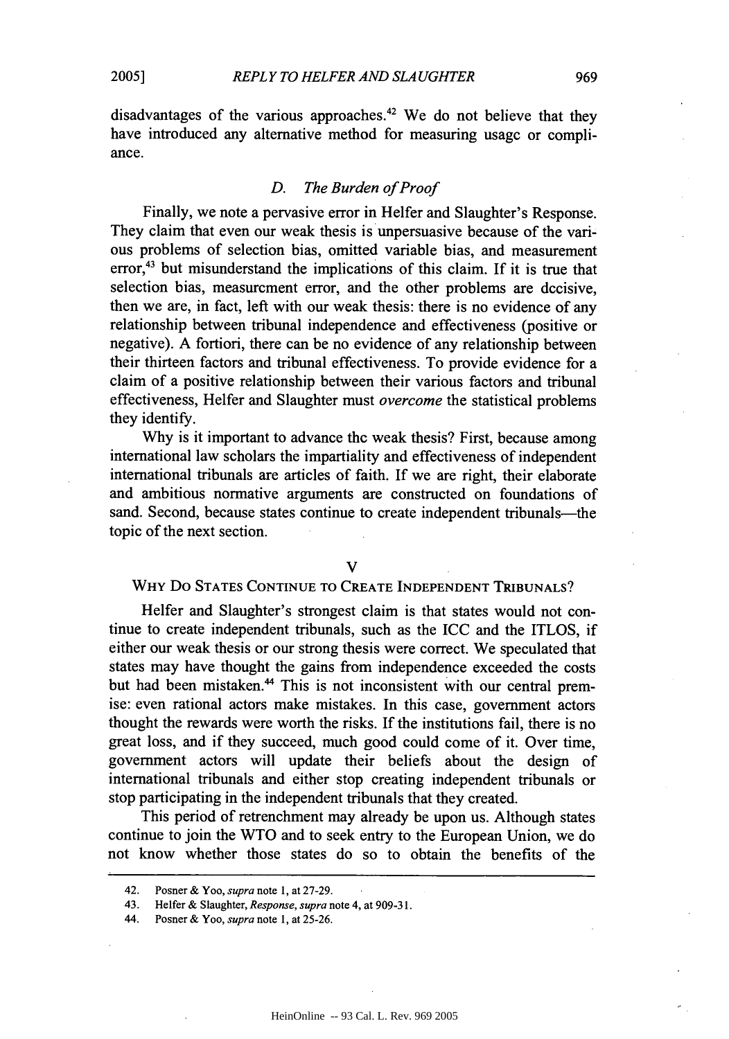disadvantages of the various approaches.[42] We do not believe that they have introduced any alternative method for measuring usagc or compliance.

### *D. The Burden of Proof*

Finally, we note a pervasive error in Helfer and Slaughter's Response. They claim that even our weak thesis is unpersuasive because of the various problems of selection bias, omitted variable bias, and measurement error,[43] but misunderstand the implications of this claim. If it is true that selection bias, measurcment error, and the other problems are dccisive, then we are, in fact, left with our weak thesis: there is no evidence of any relationship between tribunal independence and effectiveness (positive or negative). A fortiori, there can be no evidence of any relationship between their thirteen factors and tribunal effectiveness. To provide evidence for a claim of a positive relationship between their various factors and tribunal effectiveness, Helfer and Slaughter must *overcome* the statistical problems they identify.

Why is it important to advance thc weak thesis? First, because among international law scholars the impartiality and effectiveness of independent international tribunals are articles of faith. If we are right, their elaborate and ambitious normative arguments are constructed on foundations of sand. Second, because states continue to create independent tribunals—the topic of the next section.

## V
## WHY DO STATES CONTINUE TO CREATE INDEPENDENT TRIBUNALS?

Helfer and Slaughter's strongest claim is that states would not continue to create independent tribunals, such as the ICC and the ITLOS, if either our weak thesis or our strong thesis were correct. We speculated that states may have thought the gains from independence exceeded the costs but had been mistaken.[44] This is not inconsistent with our central premise: even rational actors make mistakes. In this case, government actors thought the rewards were worth the risks. If the institutions fail, there is no great loss, and if they succeed, much good could come of it. Over time, government actors will update their beliefs about the design of international tribunals and either stop creating independent tribunals or stop participating in the independent tribunals that they created.

This period of retrenchment may already be upon us. Although states continue to join the WTO and to seek entry to the European Union, we do not know whether those states do so to obtain the benefits of the

---

42. Posner & Yoo, *supra* note 1, at 27-29.

43. Helfer & Slaughter, *Response*, *supra* note 4, at 909-31.

44. Posner & Yoo, *supra* note 1, at 25-26.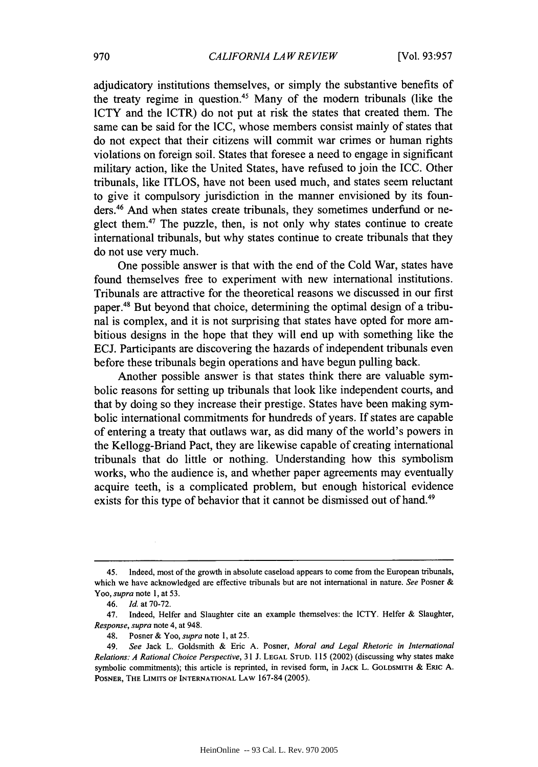adjudicatory institutions themselves, or simply the substantive benefits of the treaty regime in question.[45] Many of the modern tribunals (like the ICTY and the ICTR) do not put at risk the states that created them. The same can be said for the ICC, whose members consist mainly of states that do not expect that their citizens will commit war crimes or human rights violations on foreign soil. States that foresee a need to engage in significant military action, like the United States, have refused to join the ICC. Other tribunals, like ITLOS, have not been used much, and states seem reluctant to give it compulsory jurisdiction in the manner envisioned by its founders.[46] And when states create tribunals, they sometimes underfund or neglect them.[47] The puzzle, then, is not only why states continue to create international tribunals, but why states continue to create tribunals that they do not use very much.

One possible answer is that with the end of the Cold War, states have found themselves free to experiment with new international institutions. Tribunals are attractive for the theoretical reasons we discussed in our first paper.[48] But beyond that choice, determining the optimal design of a tribunal is complex, and it is not surprising that states have opted for more ambitious designs in the hope that they will end up with something like the ECJ. Participants are discovering the hazards of independent tribunals even before these tribunals begin operations and have begun pulling back.

Another possible answer is that states think there are valuable symbolic reasons for setting up tribunals that look like independent courts, and that by doing so they increase their prestige. States have been making symbolic international commitments for hundreds of years. If states are capable of entering a treaty that outlaws war, as did many of the world's powers in the Kellogg-Briand Pact, they are likewise capable of creating international tribunals that do little or nothing. Understanding how this symbolism works, who the audience is, and whether paper agreements may eventually acquire teeth, is a complicated problem, but enough historical evidence exists for this type of behavior that it cannot be dismissed out of hand.[49]

---

45. Indeed, most of the growth in absolute caseload appears to come from the European tribunals, which we have acknowledged are effective tribunals but are not international in nature. *See* Posner & Yoo, *supra* note 1, at 53.

46. *Id.* at 70-72.

47. Indeed, Helfer and Slaughter cite an example themselves: the ICTY. Helfer & Slaughter, *Response*, *supra* note 4, at 948.

48. Posner & Yoo, *supra* note 1, at 25.

49. *See* Jack L. Goldsmith & Eric A. Posner, *Moral and Legal Rhetoric in International Relations: A Rational Choice Perspective*, 31 J. LEGAL STUD. 115 (2002) (discussing why states make symbolic commitments); this article is reprinted, in revised form, in JACK L. GOLDSMITH & ERIC A. POSNER, THE LIMITS OF INTERNATIONAL LAW 167-84 (2005).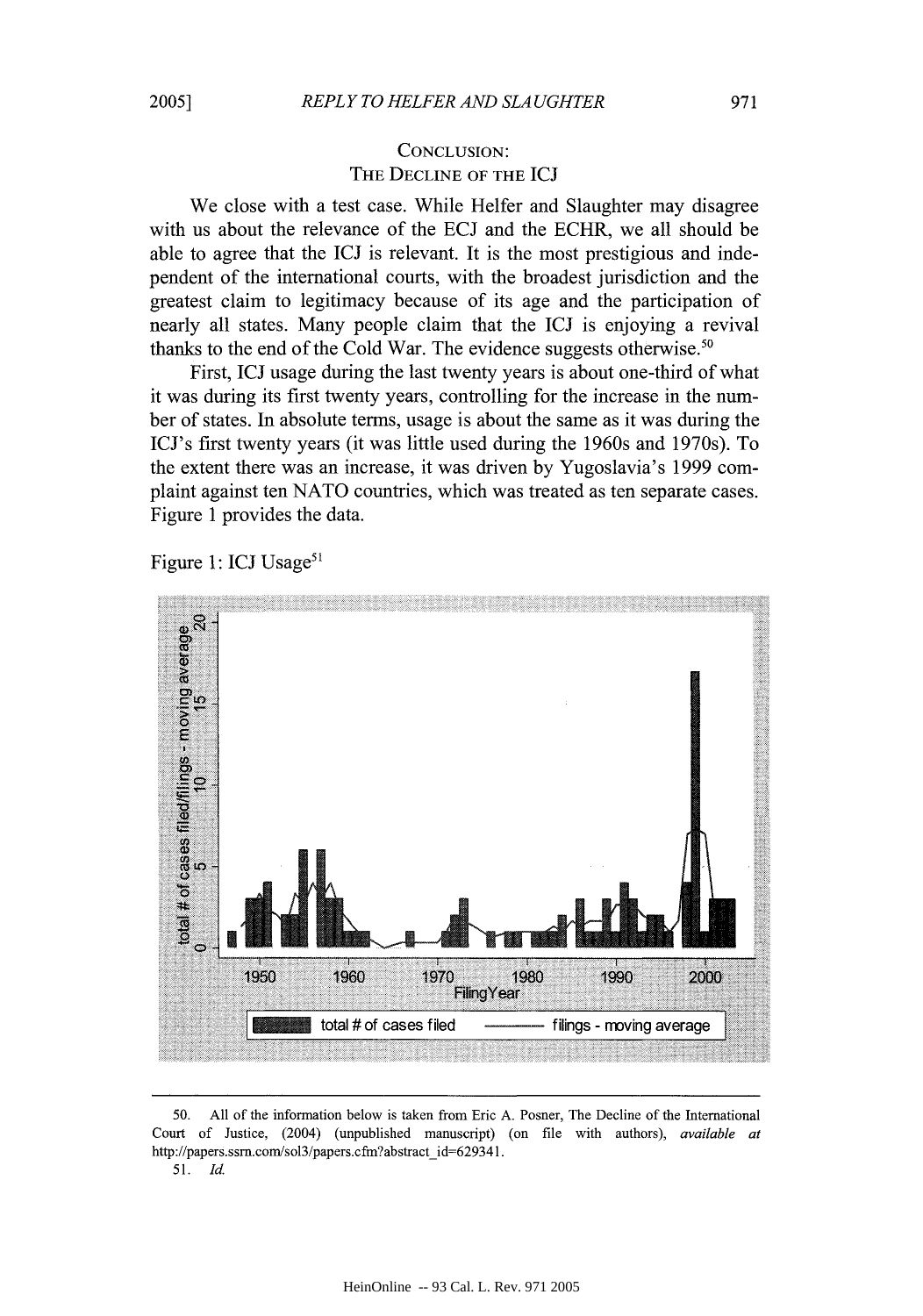## CONCLUSION: THE DECLINE OF THE ICJ

We close with a test case. While Helfer and Slaughter may disagree with us about the relevance of the ECJ and the ECHR, we all should be able to agree that the ICJ is relevant. It is the most prestigious and independent of the international courts, with the broadest jurisdiction and the greatest claim to legitimacy because of its age and the participation of nearly all states. Many people claim that the ICJ is enjoying a revival thanks to the end of the Cold War. The evidence suggests otherwise.[50]

First, ICJ usage during the last twenty years is about one-third of what it was during its first twenty years, controlling for the increase in the number of states. In absolute terms, usage is about the same as it was during the ICJ's first twenty years (it was little used during the 1960s and 1970s). To the extent there was an increase, it was driven by Yugoslavia's 1999 complaint against ten NATO countries, which was treated as ten separate cases. Figure 1 provides the data.

Figure 1: ICJ Usage[51]

total # of cases filed/filings - moving average
0
5
10
15
20
1950
1960
1970
1980
1990
2000
FilingYear
total # of cases filed
filings - moving average

50. All of the information below is taken from Eric A. Posner, The Decline of the International Court of Justice, (2004) (unpublished manuscript) (on file with authors), *available at* http://papers.ssrn.com/sol3/papers.cfm?abstract_id=629341.

51. *Id.*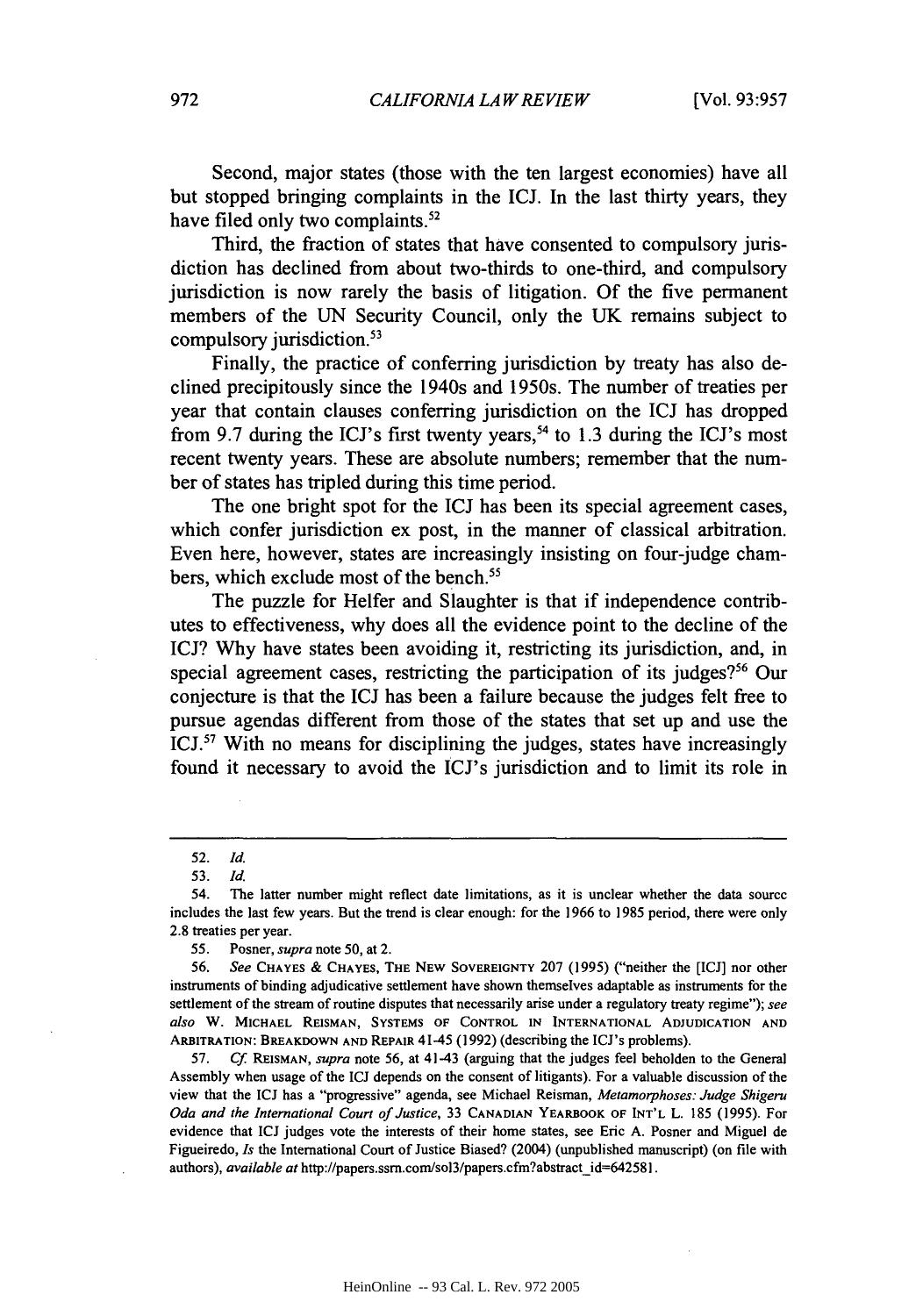Second, major states (those with the ten largest economies) have all but stopped bringing complaints in the ICJ. In the last thirty years, they have filed only two complaints.[52]

Third, the fraction of states that have consented to compulsory jurisdiction has declined from about two-thirds to one-third, and compulsory jurisdiction is now rarely the basis of litigation. Of the five permanent members of the UN Security Council, only the UK remains subject to compulsory jurisdiction.[53]

Finally, the practice of conferring jurisdiction by treaty has also declined precipitously since the 1940s and 1950s. The number of treaties per year that contain clauses conferring jurisdiction on the ICJ has dropped from 9.7 during the ICJ's first twenty years,[54] to 1.3 during the ICJ's most recent twenty years. These are absolute numbers; remember that the number of states has tripled during this time period.

The one bright spot for the ICJ has been its special agreement cases, which confer jurisdiction ex post, in the manner of classical arbitration. Even here, however, states are increasingly insisting on four-judge chambers, which exclude most of the bench.[55]

The puzzle for Helfer and Slaughter is that if independence contributes to effectiveness, why does all the evidence point to the decline of the ICJ? Why have states been avoiding it, restricting its jurisdiction, and, in special agreement cases, restricting the participation of its judges?[56] Our conjecture is that the ICJ has been a failure because the judges felt free to pursue agendas different from those of the states that set up and use the ICJ.[57] With no means for disciplining the judges, states have increasingly found it necessary to avoid the ICJ's jurisdiction and to limit its role in

---

52. *Id.*

53. *Id.*

54. The latter number might reflect date limitations, as it is unclear whether the data source includes the last few years. But the trend is clear enough: for the 1966 to 1985 period, there were only 2.8 treaties per year.

55. Posner, *supra* note 50, at 2.

56. *See* CHAYES & CHAYES, THE NEW SOVEREIGNTY 207 (1995) ("neither the [ICJ] nor other instruments of binding adjudicative settlement have shown themselves adaptable as instruments for the settlement of the stream of routine disputes that necessarily arise under a regulatory treaty regime"); *see also* W. MICHAEL REISMAN, SYSTEMS OF CONTROL IN INTERNATIONAL ADJUDICATION AND ARBITRATION: BREAKDOWN AND REPAIR 41-45 (1992) (describing the ICJ's problems).

57. *Cf.* REISMAN, *supra* note 56, at 41-43 (arguing that the judges feel beholden to the General Assembly when usage of the ICJ depends on the consent of litigants). For a valuable discussion of the view that the ICJ has a "progressive" agenda, see Michael Reisman, *Metamorphoses: Judge Shigeru Oda and the International Court of Justice*, 33 CANADIAN YEARBOOK OF INT'L L. 185 (1995). For evidence that ICJ judges vote the interests of their home states, see Eric A. Posner and Miguel de Figueiredo, *Is* the International Court of Justice Biased? (2004) (unpublished manuscript) (on file with authors), *available at* http://papers.ssrn.com/sol3/papers.cfm?abstract_id=642581.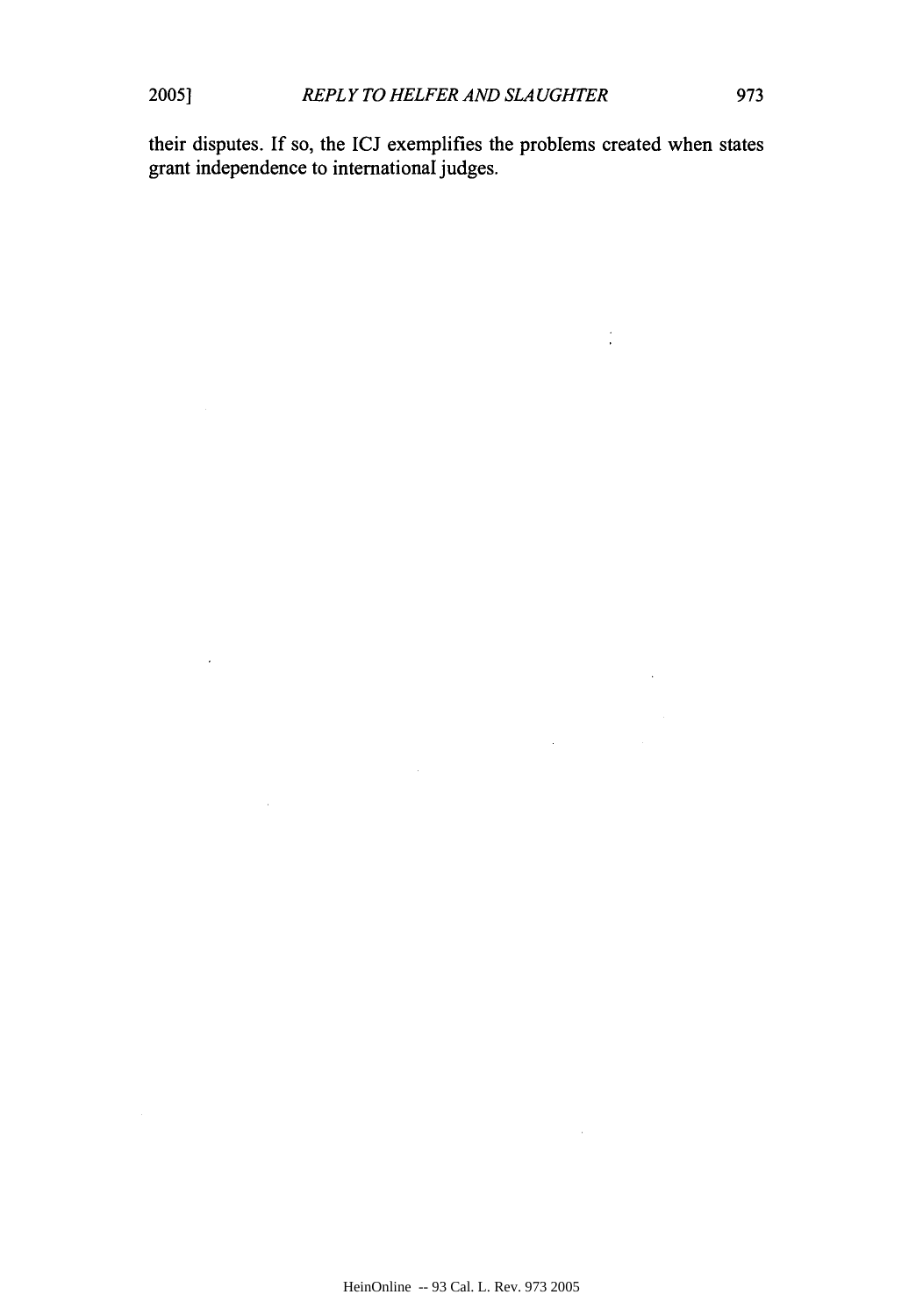their disputes. If so, the ICJ exemplifies the problems created when states grant independence to international judges.